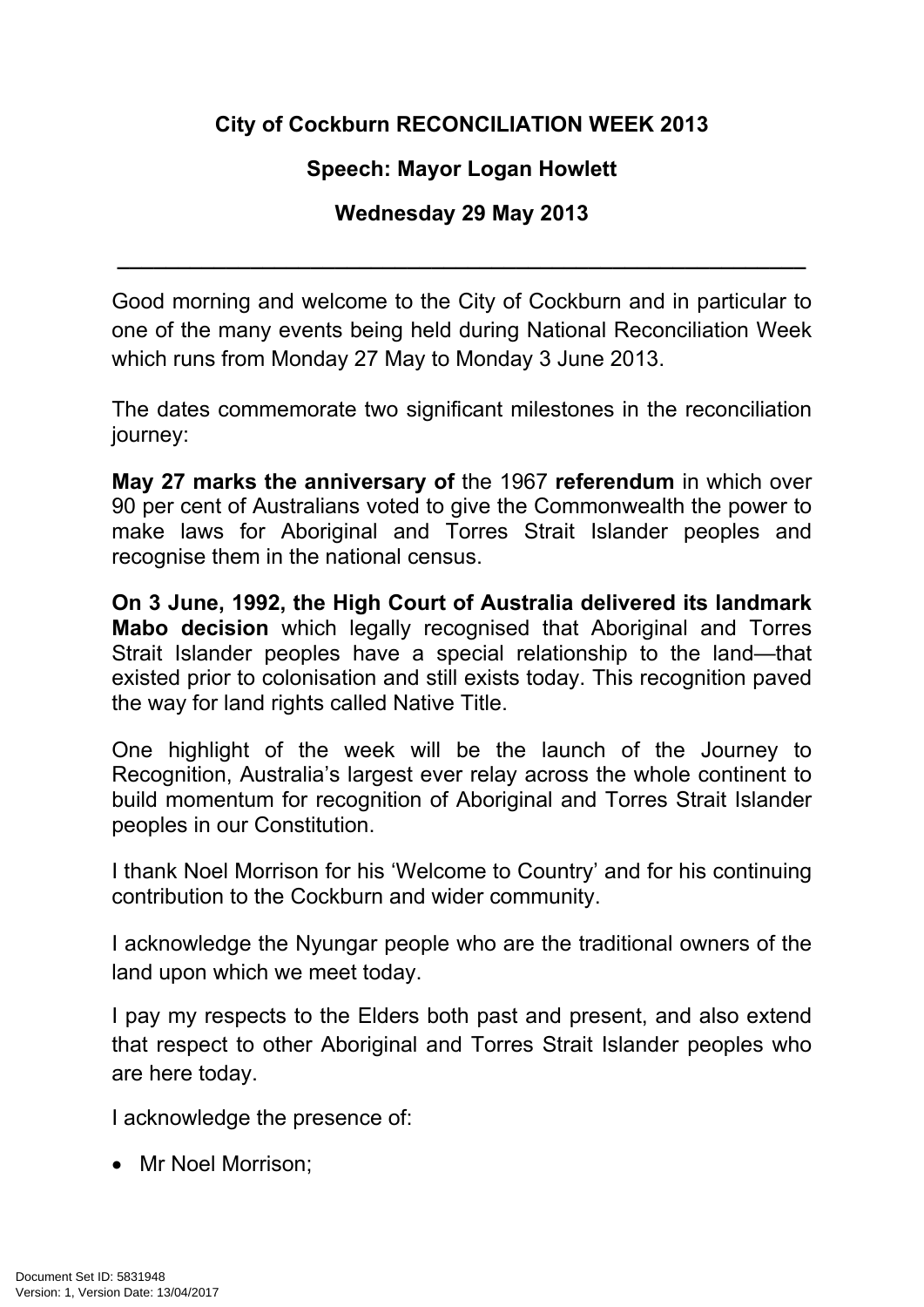**City of Cockburn RECONCILIATION WEEK 2013**

**Speech: Mayor Logan Howlett**

**Wednesday 29 May 2013**

---

Good morning and welcome to the City of Cockburn and in particular to one of the many events being held during National Reconciliation Week which runs from Monday 27 May to Monday 3 June 2013.

The dates commemorate two significant milestones in the reconciliation journey:

**May 27 marks the anniversary of** the 1967 **referendum** in which over 90 per cent of Australians voted to give the Commonwealth the power to make laws for Aboriginal and Torres Strait Islander peoples and recognise them in the national census.

**On 3 June, 1992, the High Court of Australia delivered its landmark Mabo decision** which legally recognised that Aboriginal and Torres Strait Islander peoples have a special relationship to the land—that existed prior to colonisation and still exists today. This recognition paved the way for land rights called Native Title.

One highlight of the week will be the launch of the Journey to Recognition, Australia's largest ever relay across the whole continent to build momentum for recognition of Aboriginal and Torres Strait Islander peoples in our Constitution.

I thank Noel Morrison for his 'Welcome to Country' and for his continuing contribution to the Cockburn and wider community.

I acknowledge the Nyungar people who are the traditional owners of the land upon which we meet today.

I pay my respects to the Elders both past and present, and also extend that respect to other Aboriginal and Torres Strait Islander peoples who are here today.

I acknowledge the presence of:

- Mr Noel Morrison;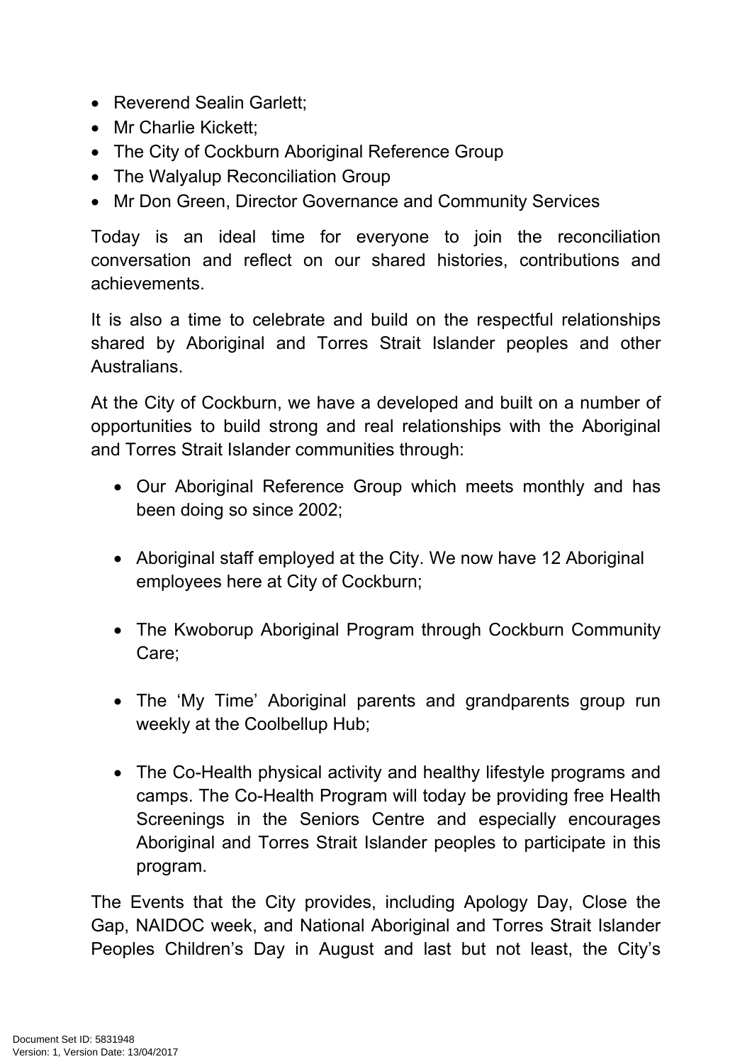- Reverend Sealin Garlett;
- Mr Charlie Kickett;
- The City of Cockburn Aboriginal Reference Group
- The Walyalup Reconciliation Group
- Mr Don Green, Director Governance and Community Services

Today is an ideal time for everyone to join the reconciliation conversation and reflect on our shared histories, contributions and achievements.

It is also a time to celebrate and build on the respectful relationships shared by Aboriginal and Torres Strait Islander peoples and other Australians.

At the City of Cockburn, we have a developed and built on a number of opportunities to build strong and real relationships with the Aboriginal and Torres Strait Islander communities through:

- Our Aboriginal Reference Group which meets monthly and has been doing so since 2002;

- Aboriginal staff employed at the City. We now have 12 Aboriginal employees here at City of Cockburn;

- The Kwoborup Aboriginal Program through Cockburn Community Care;

- The 'My Time' Aboriginal parents and grandparents group run weekly at the Coolbellup Hub;

- The Co-Health physical activity and healthy lifestyle programs and camps. The Co-Health Program will today be providing free Health Screenings in the Seniors Centre and especially encourages Aboriginal and Torres Strait Islander peoples to participate in this program.

The Events that the City provides, including Apology Day, Close the Gap, NAIDOC week, and National Aboriginal and Torres Strait Islander Peoples Children's Day in August and last but not least, the City's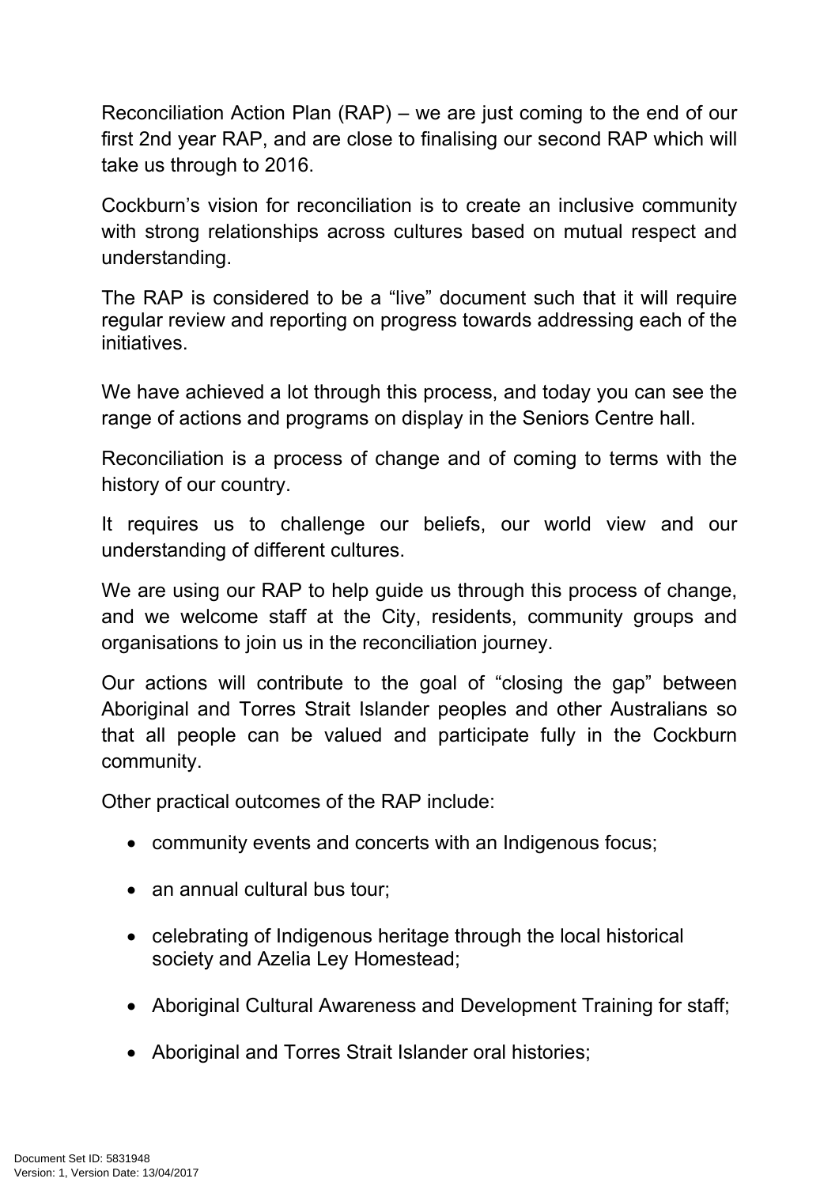Reconciliation Action Plan (RAP) – we are just coming to the end of our first 2nd year RAP, and are close to finalising our second RAP which will take us through to 2016.

Cockburn's vision for reconciliation is to create an inclusive community with strong relationships across cultures based on mutual respect and understanding.

The RAP is considered to be a "live" document such that it will require regular review and reporting on progress towards addressing each of the initiatives.

We have achieved a lot through this process, and today you can see the range of actions and programs on display in the Seniors Centre hall.

Reconciliation is a process of change and of coming to terms with the history of our country.

It requires us to challenge our beliefs, our world view and our understanding of different cultures.

We are using our RAP to help guide us through this process of change, and we welcome staff at the City, residents, community groups and organisations to join us in the reconciliation journey.

Our actions will contribute to the goal of "closing the gap" between Aboriginal and Torres Strait Islander peoples and other Australians so that all people can be valued and participate fully in the Cockburn community.

Other practical outcomes of the RAP include:

- community events and concerts with an Indigenous focus;
- an annual cultural bus tour;
- celebrating of Indigenous heritage through the local historical society and Azelia Ley Homestead;
- Aboriginal Cultural Awareness and Development Training for staff;
- Aboriginal and Torres Strait Islander oral histories;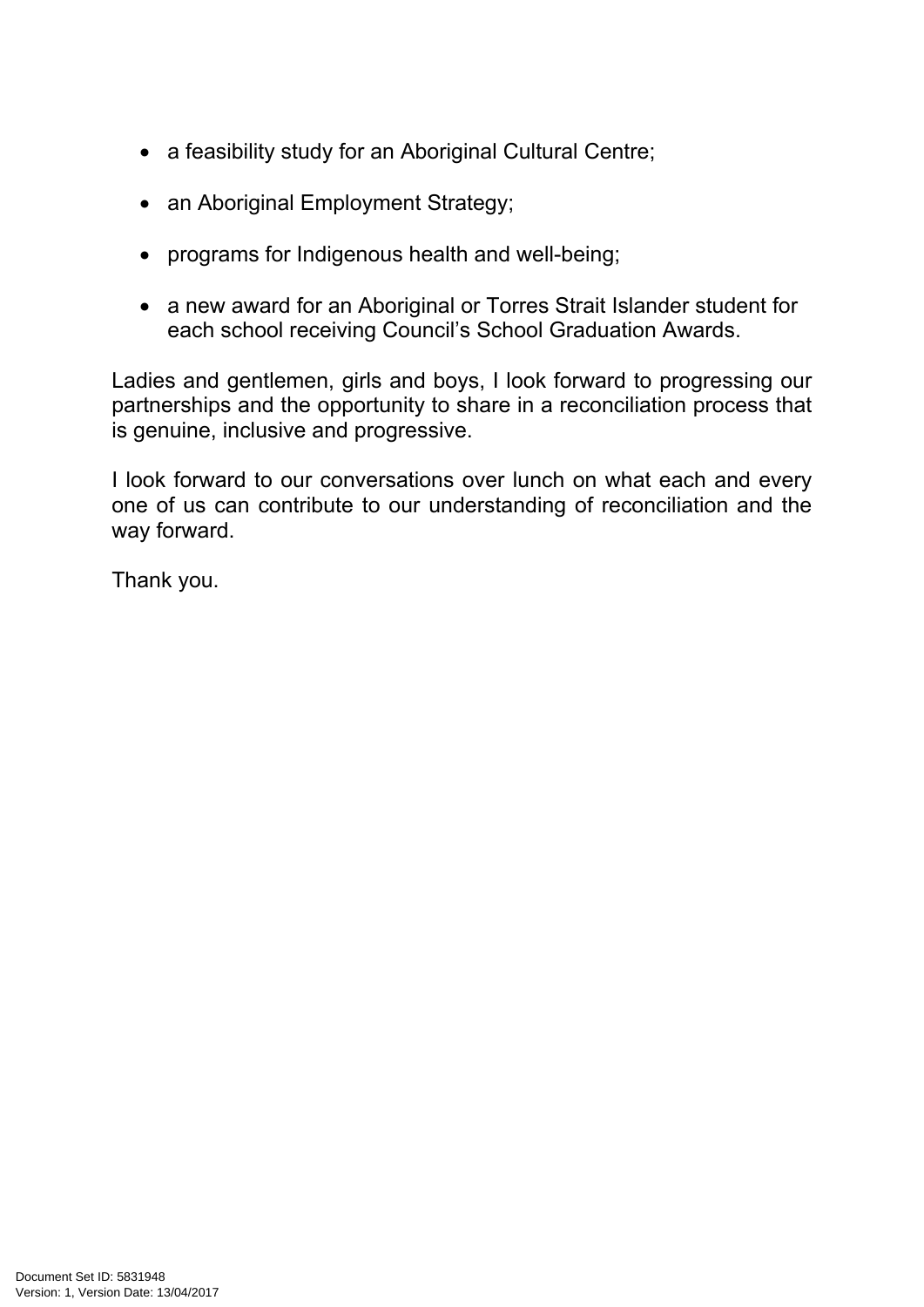- a feasibility study for an Aboriginal Cultural Centre;
- an Aboriginal Employment Strategy;
- programs for Indigenous health and well-being;
- a new award for an Aboriginal or Torres Strait Islander student for each school receiving Council's School Graduation Awards.

Ladies and gentlemen, girls and boys, I look forward to progressing our partnerships and the opportunity to share in a reconciliation process that is genuine, inclusive and progressive.

I look forward to our conversations over lunch on what each and every one of us can contribute to our understanding of reconciliation and the way forward.

Thank you.